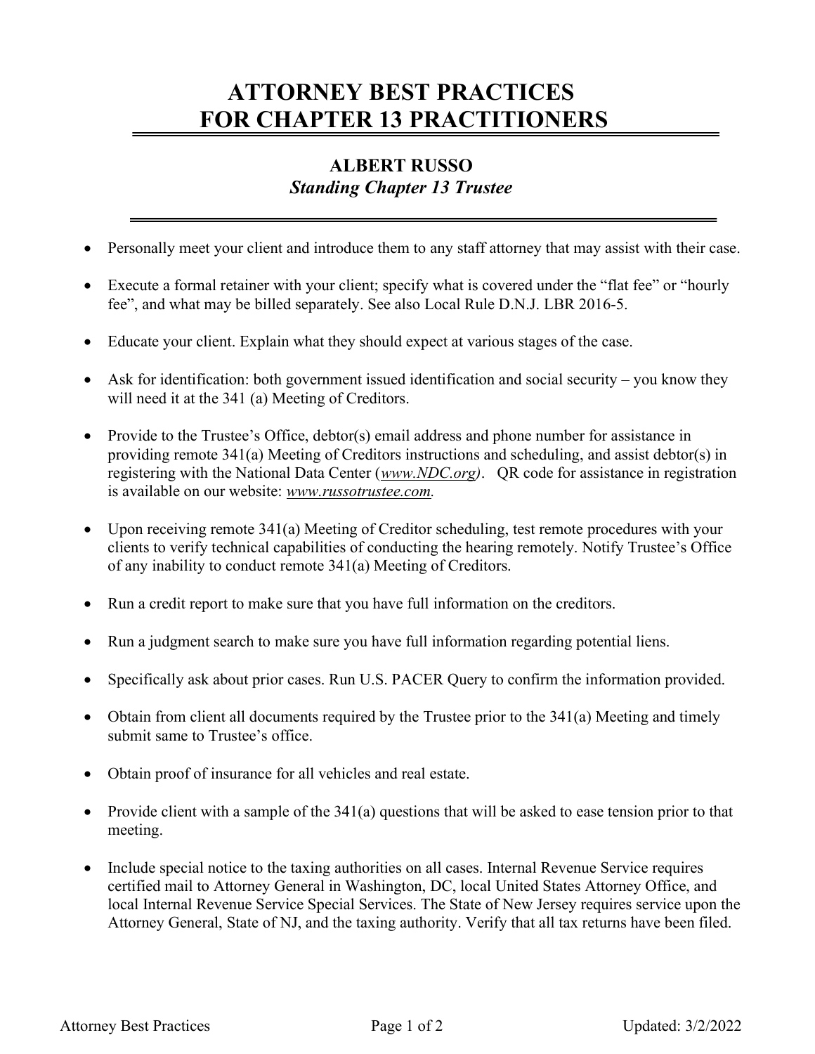# ATTORNEY BEST PRACTICES FOR CHAPTER 13 PRACTITIONERS

## ALBERT RUSSO
*Standing Chapter 13 Trustee*

- Personally meet your client and introduce them to any staff attorney that may assist with their case.
- Execute a formal retainer with your client; specify what is covered under the "flat fee" or "hourly fee", and what may be billed separately. See also Local Rule D.N.J. LBR 2016-5.
- Educate your client. Explain what they should expect at various stages of the case.
- Ask for identification: both government issued identification and social security – you know they will need it at the 341 (a) Meeting of Creditors.
- Provide to the Trustee's Office, debtor(s) email address and phone number for assistance in providing remote 341(a) Meeting of Creditors instructions and scheduling, and assist debtor(s) in registering with the National Data Center (*www.NDC.org)*. QR code for assistance in registration is available on our website: *www.russotrustee.com.*
- Upon receiving remote 341(a) Meeting of Creditor scheduling, test remote procedures with your clients to verify technical capabilities of conducting the hearing remotely. Notify Trustee's Office of any inability to conduct remote 341(a) Meeting of Creditors.
- Run a credit report to make sure that you have full information on the creditors.
- Run a judgment search to make sure you have full information regarding potential liens.
- Specifically ask about prior cases. Run U.S. PACER Query to confirm the information provided.
- Obtain from client all documents required by the Trustee prior to the 341(a) Meeting and timely submit same to Trustee's office.
- Obtain proof of insurance for all vehicles and real estate.
- Provide client with a sample of the 341(a) questions that will be asked to ease tension prior to that meeting.
- Include special notice to the taxing authorities on all cases. Internal Revenue Service requires certified mail to Attorney General in Washington, DC, local United States Attorney Office, and local Internal Revenue Service Special Services. The State of New Jersey requires service upon the Attorney General, State of NJ, and the taxing authority. Verify that all tax returns have been filed.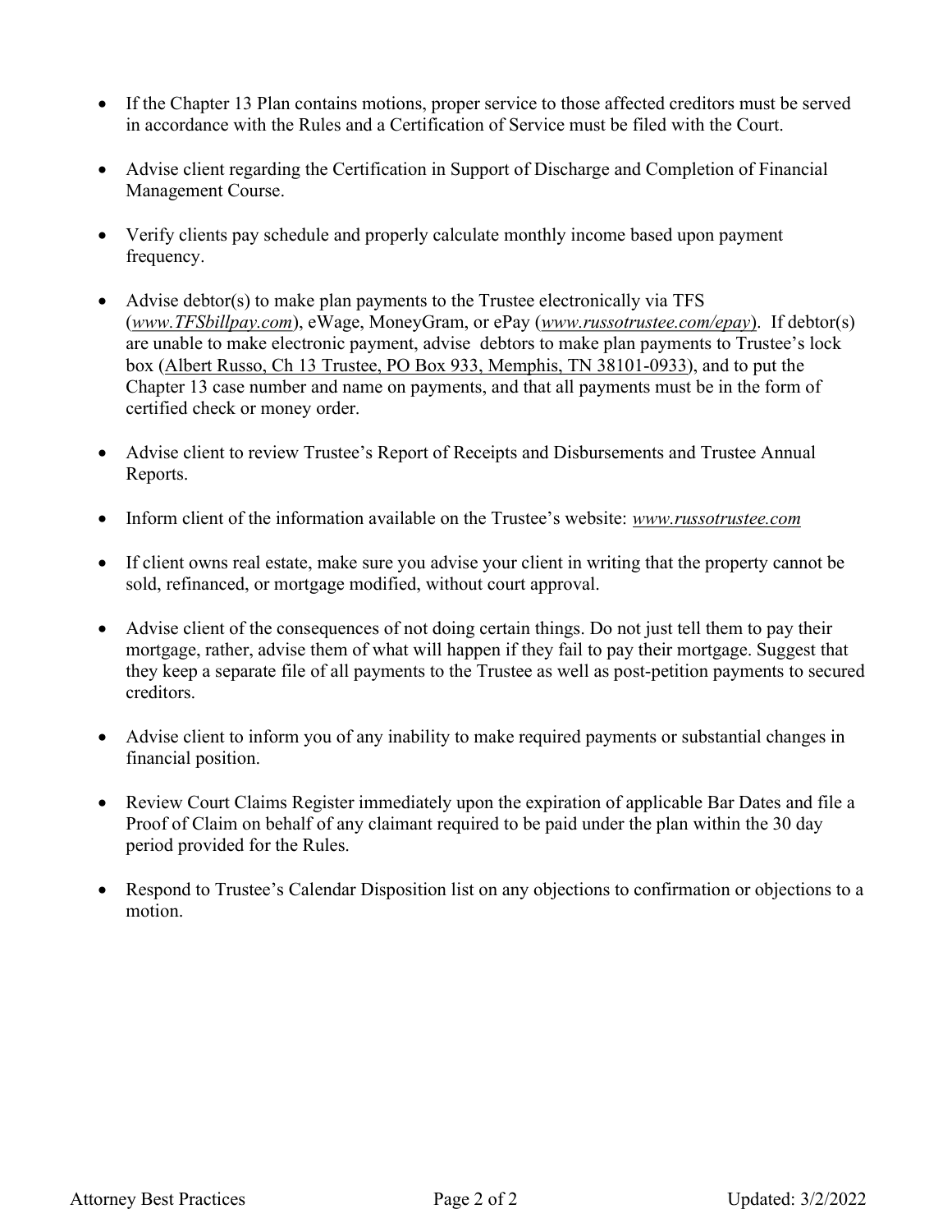- If the Chapter 13 Plan contains motions, proper service to those affected creditors must be served in accordance with the Rules and a Certification of Service must be filed with the Court.

- Advise client regarding the Certification in Support of Discharge and Completion of Financial Management Course.

- Verify clients pay schedule and properly calculate monthly income based upon payment frequency.

- Advise debtor(s) to make plan payments to the Trustee electronically via TFS (*www.TFSbillpay.com*), eWage, MoneyGram, or ePay (*www.russotrustee.com/epay*). If debtor(s) are unable to make electronic payment, advise debtors to make plan payments to Trustee's lock box (Albert Russo, Ch 13 Trustee, PO Box 933, Memphis, TN 38101-0933), and to put the Chapter 13 case number and name on payments, and that all payments must be in the form of certified check or money order.

- Advise client to review Trustee's Report of Receipts and Disbursements and Trustee Annual Reports.

- Inform client of the information available on the Trustee's website: *www.russotrustee.com*

- If client owns real estate, make sure you advise your client in writing that the property cannot be sold, refinanced, or mortgage modified, without court approval.

- Advise client of the consequences of not doing certain things. Do not just tell them to pay their mortgage, rather, advise them of what will happen if they fail to pay their mortgage. Suggest that they keep a separate file of all payments to the Trustee as well as post-petition payments to secured creditors.

- Advise client to inform you of any inability to make required payments or substantial changes in financial position.

- Review Court Claims Register immediately upon the expiration of applicable Bar Dates and file a Proof of Claim on behalf of any claimant required to be paid under the plan within the 30 day period provided for the Rules.

- Respond to Trustee's Calendar Disposition list on any objections to confirmation or objections to a motion.